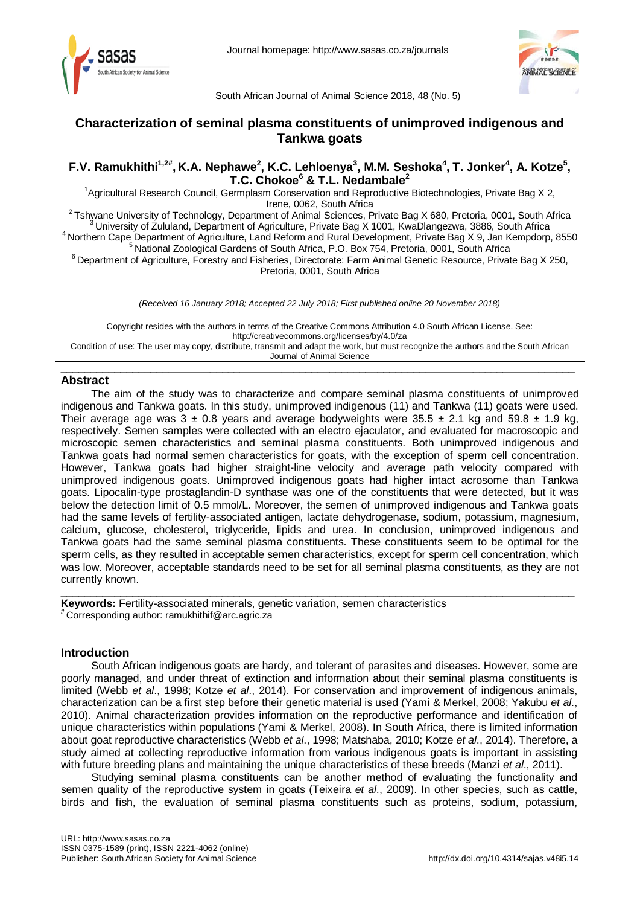Journal homepage: http://www.sasas.co.za/journals

South African Journal of Animal Science 2018, 48 (No. 5)

# Characterization of seminal plasma constituents of unimproved indigenous and Tankwa goats

**F.V. Ramukhithi[1,2#], K.A. Nephawe[2], K.C. Lehloenya[3], M.M. Seshoka[4], T. Jonker[4], A. Kotze[5], T.C. Chokoe[6] & T.L. Nedambale[2]**

[1] Agricultural Research Council, Germplasm Conservation and Reproductive Biotechnologies, Private Bag X 2, Irene, 0062, South Africa
[2] Tshwane University of Technology, Department of Animal Sciences, Private Bag X 680, Pretoria, 0001, South Africa
[3] University of Zululand, Department of Agriculture, Private Bag X 1001, KwaDlangezwa, 3886, South Africa
[4] Northern Cape Department of Agriculture, Land Reform and Rural Development, Private Bag X 9, Jan Kempdorp, 8550
[5] National Zoological Gardens of South Africa, P.O. Box 754, Pretoria, 0001, South Africa
[6] Department of Agriculture, Forestry and Fisheries, Directorate: Farm Animal Genetic Resource, Private Bag X 250, Pretoria, 0001, South Africa

*(Received 16 January 2018; Accepted 22 July 2018; First published online 20 November 2018)*

Copyright resides with the authors in terms of the Creative Commons Attribution 4.0 South African License. See: http://creativecommons.org/licenses/by/4.0/za
Condition of use: The user may copy, distribute, transmit and adapt the work, but must recognize the authors and the South African Journal of Animal Science

## Abstract

The aim of the study was to characterize and compare seminal plasma constituents of unimproved indigenous and Tankwa goats. In this study, unimproved indigenous (11) and Tankwa (11) goats were used. Their average age was $3 \pm 0.8$ years and average bodyweights were $35.5 \pm 2.1$ kg and $59.8 \pm 1.9$ kg, respectively. Semen samples were collected with an electro ejaculator, and evaluated for macroscopic and microscopic semen characteristics and seminal plasma constituents. Both unimproved indigenous and Tankwa goats had normal semen characteristics for goats, with the exception of sperm cell concentration. However, Tankwa goats had higher straight-line velocity and average path velocity compared with unimproved indigenous goats. Unimproved indigenous goats had higher intact acrosome than Tankwa goats. Lipocalin-type prostaglandin-D synthase was one of the constituents that were detected, but it was below the detection limit of 0.5 mmol/L. Moreover, the semen of unimproved indigenous and Tankwa goats had the same levels of fertility-associated antigen, lactate dehydrogenase, sodium, potassium, magnesium, calcium, glucose, cholesterol, triglyceride, lipids and urea. In conclusion, unimproved indigenous and Tankwa goats had the same seminal plasma constituents. These constituents seem to be optimal for the sperm cells, as they resulted in acceptable semen characteristics, except for sperm cell concentration, which was low. Moreover, acceptable standards need to be set for all seminal plasma constituents, as they are not currently known.

**Keywords:** Fertility-associated minerals, genetic variation, semen characteristics
[#] Corresponding author: ramukhithif@arc.agric.za

## Introduction

South African indigenous goats are hardy, and tolerant of parasites and diseases. However, some are poorly managed, and under threat of extinction and information about their seminal plasma constituents is limited (Webb *et al*., 1998; Kotze *et al*., 2014). For conservation and improvement of indigenous animals, characterization can be a first step before their genetic material is used (Yami & Merkel, 2008; Yakubu *et al*., 2010). Animal characterization provides information on the reproductive performance and identification of unique characteristics within populations (Yami & Merkel, 2008). In South Africa, there is limited information about goat reproductive characteristics (Webb *et al*., 1998; Matshaba, 2010; Kotze *et al*., 2014). Therefore, a study aimed at collecting reproductive information from various indigenous goats is important in assisting with future breeding plans and maintaining the unique characteristics of these breeds (Manzi *et al*., 2011).

Studying seminal plasma constituents can be another method of evaluating the functionality and semen quality of the reproductive system in goats (Teixeira *et al*., 2009). In other species, such as cattle, birds and fish, the evaluation of seminal plasma constituents such as proteins, sodium, potassium,

URL: http://www.sasas.co.za
ISSN 0375-1589 (print), ISSN 2221-4062 (online)
Publisher: South African Society for Animal Science

http://dx.doi.org/10.4314/sajas.v48i5.14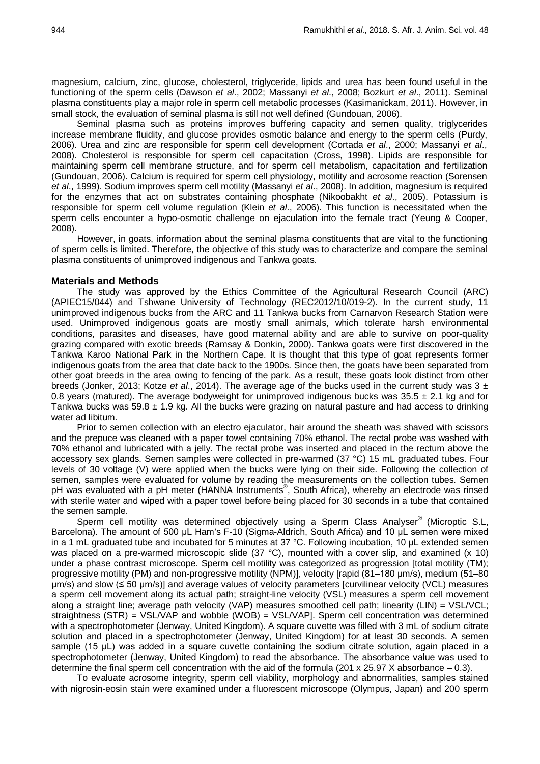magnesium, calcium, zinc, glucose, cholesterol, triglyceride, lipids and urea has been found useful in the functioning of the sperm cells (Dawson *et al*., 2002; Massanyi *et al*., 2008; Bozkurt *et al*., 2011). Seminal plasma constituents play a major role in sperm cell metabolic processes (Kasimanickam, 2011). However, in small stock, the evaluation of seminal plasma is still not well defined (Gundouan, 2006).

Seminal plasma such as proteins improves buffering capacity and semen quality, triglycerides increase membrane fluidity, and glucose provides osmotic balance and energy to the sperm cells (Purdy, 2006). Urea and zinc are responsible for sperm cell development (Cortada *et al*., 2000; Massanyi *et al*., 2008). Cholesterol is responsible for sperm cell capacitation (Cross, 1998). Lipids are responsible for maintaining sperm cell membrane structure, and for sperm cell metabolism, capacitation and fertilization (Gundouan, 2006). Calcium is required for sperm cell physiology, motility and acrosome reaction (Sorensen *et al*., 1999). Sodium improves sperm cell motility (Massanyi *et al*., 2008). In addition, magnesium is required for the enzymes that act on substrates containing phosphate (Nikoobakht *et al*., 2005). Potassium is responsible for sperm cell volume regulation (Klein *et al*., 2006). This function is necessitated when the sperm cells encounter a hypo-osmotic challenge on ejaculation into the female tract (Yeung & Cooper, 2008).

However, in goats, information about the seminal plasma constituents that are vital to the functioning of sperm cells is limited. Therefore, the objective of this study was to characterize and compare the seminal plasma constituents of unimproved indigenous and Tankwa goats.

## Materials and Methods

The study was approved by the Ethics Committee of the Agricultural Research Council (ARC) (APIEC15/044) and Tshwane University of Technology (REC2012/10/019-2). In the current study, 11 unimproved indigenous bucks from the ARC and 11 Tankwa bucks from Carnarvon Research Station were used. Unimproved indigenous goats are mostly small animals, which tolerate harsh environmental conditions, parasites and diseases, have good maternal ability and are able to survive on poor-quality grazing compared with exotic breeds (Ramsay & Donkin, 2000). Tankwa goats were first discovered in the Tankwa Karoo National Park in the Northern Cape. It is thought that this type of goat represents former indigenous goats from the area that date back to the 1900s. Since then, the goats have been separated from other goat breeds in the area owing to fencing of the park. As a result, these goats look distinct from other breeds (Jonker, 2013; Kotze *et al*., 2014). The average age of the bucks used in the current study was 3 ± 0.8 years (matured). The average bodyweight for unimproved indigenous bucks was 35.5 ± 2.1 kg and for Tankwa bucks was 59.8 ± 1.9 kg. All the bucks were grazing on natural pasture and had access to drinking water ad libitum.

Prior to semen collection with an electro ejaculator, hair around the sheath was shaved with scissors and the prepuce was cleaned with a paper towel containing 70% ethanol. The rectal probe was washed with 70% ethanol and lubricated with a jelly. The rectal probe was inserted and placed in the rectum above the accessory sex glands. Semen samples were collected in pre-warmed (37 °C) 15 mL graduated tubes. Four levels of 30 voltage (V) were applied when the bucks were lying on their side. Following the collection of semen, samples were evaluated for volume by reading the measurements on the collection tubes. Semen pH was evaluated with a pH meter (HANNA Instruments®, South Africa), whereby an electrode was rinsed with sterile water and wiped with a paper towel before being placed for 30 seconds in a tube that contained the semen sample.

Sperm cell motility was determined objectively using a Sperm Class Analyser® (Microptic S.L, Barcelona). The amount of 500 µL Ham's F-10 (Sigma-Aldrich, South Africa) and 10 µL semen were mixed in a 1 mL graduated tube and incubated for 5 minutes at 37 °C. Following incubation, 10 µL extended semen was placed on a pre-warmed microscopic slide (37 °C), mounted with a cover slip, and examined (x 10) under a phase contrast microscope. Sperm cell motility was categorized as progression [total motility (TM); progressive motility (PM) and non-progressive motility (NPM)], velocity [rapid (81–180 µm/s), medium (51–80 µm/s) and slow (≤ 50 µm/s)] and average values of velocity parameters [curvilinear velocity (VCL) measures a sperm cell movement along its actual path; straight-line velocity (VSL) measures a sperm cell movement along a straight line; average path velocity (VAP) measures smoothed cell path; linearity (LIN) = VSL/VCL; straightness (STR) = VSL/VAP and wobble (WOB) = VSL/VAP]. Sperm cell concentration was determined with a spectrophotometer (Jenway, United Kingdom). A square cuvette was filled with 3 mL of sodium citrate solution and placed in a spectrophotometer (Jenway, United Kingdom) for at least 30 seconds. A semen sample (15 µL) was added in a square cuvette containing the sodium citrate solution, again placed in a spectrophotometer (Jenway, United Kingdom) to read the absorbance. The absorbance value was used to determine the final sperm cell concentration with the aid of the formula (201 x 25.97 X absorbance – 0.3).

To evaluate acrosome integrity, sperm cell viability, morphology and abnormalities, samples stained with nigrosin-eosin stain were examined under a fluorescent microscope (Olympus, Japan) and 200 sperm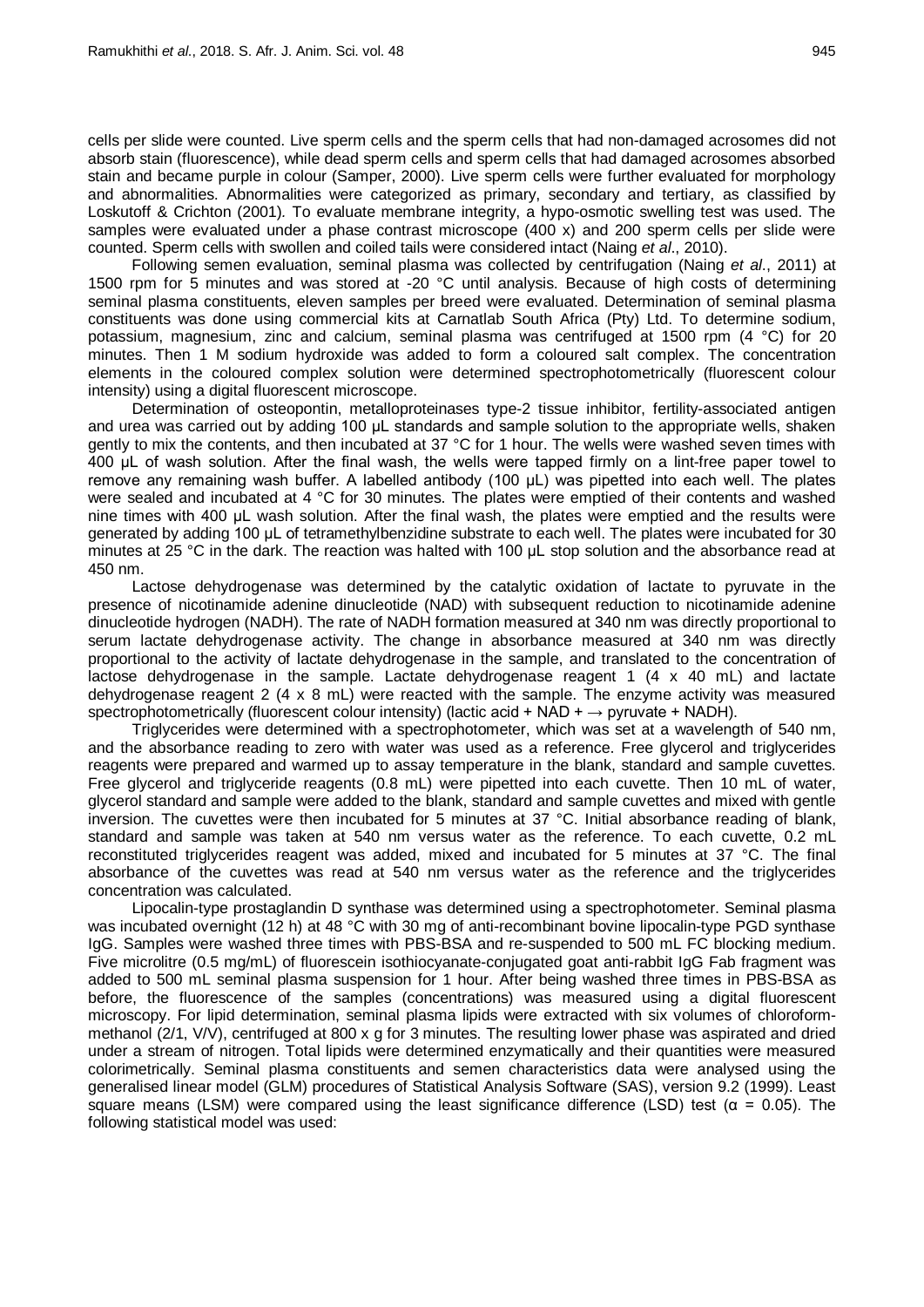cells per slide were counted. Live sperm cells and the sperm cells that had non-damaged acrosomes did not absorb stain (fluorescence), while dead sperm cells and sperm cells that had damaged acrosomes absorbed stain and became purple in colour (Samper, 2000). Live sperm cells were further evaluated for morphology and abnormalities. Abnormalities were categorized as primary, secondary and tertiary, as classified by Loskutoff & Crichton (2001). To evaluate membrane integrity, a hypo-osmotic swelling test was used. The samples were evaluated under a phase contrast microscope (400 x) and 200 sperm cells per slide were counted. Sperm cells with swollen and coiled tails were considered intact (Naing *et al*., 2010).

Following semen evaluation, seminal plasma was collected by centrifugation (Naing *et al*., 2011) at 1500 rpm for 5 minutes and was stored at -20 °C until analysis. Because of high costs of determining seminal plasma constituents, eleven samples per breed were evaluated. Determination of seminal plasma constituents was done using commercial kits at Carnatlab South Africa (Pty) Ltd. To determine sodium, potassium, magnesium, zinc and calcium, seminal plasma was centrifuged at 1500 rpm (4 °C) for 20 minutes. Then 1 M sodium hydroxide was added to form a coloured salt complex. The concentration elements in the coloured complex solution were determined spectrophotometrically (fluorescent colour intensity) using a digital fluorescent microscope.

Determination of osteopontin, metalloproteinases type-2 tissue inhibitor, fertility-associated antigen and urea was carried out by adding 100 µL standards and sample solution to the appropriate wells, shaken gently to mix the contents, and then incubated at 37 °C for 1 hour. The wells were washed seven times with 400 µL of wash solution. After the final wash, the wells were tapped firmly on a lint-free paper towel to remove any remaining wash buffer. A labelled antibody (100 µL) was pipetted into each well. The plates were sealed and incubated at 4 °C for 30 minutes. The plates were emptied of their contents and washed nine times with 400 µL wash solution. After the final wash, the plates were emptied and the results were generated by adding 100 µL of tetramethylbenzidine substrate to each well. The plates were incubated for 30 minutes at 25 °C in the dark. The reaction was halted with 100 µL stop solution and the absorbance read at 450 nm.

Lactose dehydrogenase was determined by the catalytic oxidation of lactate to pyruvate in the presence of nicotinamide adenine dinucleotide (NAD) with subsequent reduction to nicotinamide adenine dinucleotide hydrogen (NADH). The rate of NADH formation measured at 340 nm was directly proportional to serum lactate dehydrogenase activity. The change in absorbance measured at 340 nm was directly proportional to the activity of lactate dehydrogenase in the sample, and translated to the concentration of lactose dehydrogenase in the sample. Lactate dehydrogenase reagent 1 (4 x 40 mL) and lactate dehydrogenase reagent 2 (4 x 8 mL) were reacted with the sample. The enzyme activity was measured spectrophotometrically (fluorescent colour intensity) (lactic acid + NAD + → pyruvate + NADH).

Triglycerides were determined with a spectrophotometer, which was set at a wavelength of 540 nm, and the absorbance reading to zero with water was used as a reference. Free glycerol and triglycerides reagents were prepared and warmed up to assay temperature in the blank, standard and sample cuvettes. Free glycerol and triglyceride reagents (0.8 mL) were pipetted into each cuvette. Then 10 mL of water, glycerol standard and sample were added to the blank, standard and sample cuvettes and mixed with gentle inversion. The cuvettes were then incubated for 5 minutes at 37 °C. Initial absorbance reading of blank, standard and sample was taken at 540 nm versus water as the reference. To each cuvette, 0.2 mL reconstituted triglycerides reagent was added, mixed and incubated for 5 minutes at 37 °C. The final absorbance of the cuvettes was read at 540 nm versus water as the reference and the triglycerides concentration was calculated.

Lipocalin-type prostaglandin D synthase was determined using a spectrophotometer. Seminal plasma was incubated overnight (12 h) at 48 °C with 30 mg of anti-recombinant bovine lipocalin-type PGD synthase IgG. Samples were washed three times with PBS-BSA and re-suspended to 500 mL FC blocking medium. Five microlitre (0.5 mg/mL) of fluorescein isothiocyanate-conjugated goat anti-rabbit IgG Fab fragment was added to 500 mL seminal plasma suspension for 1 hour. After being washed three times in PBS-BSA as before, the fluorescence of the samples (concentrations) was measured using a digital fluorescent microscopy. For lipid determination, seminal plasma lipids were extracted with six volumes of chloroform-methanol (2/1, V/V), centrifuged at 800 x g for 3 minutes. The resulting lower phase was aspirated and dried under a stream of nitrogen. Total lipids were determined enzymatically and their quantities were measured colorimetrically. Seminal plasma constituents and semen characteristics data were analysed using the generalised linear model (GLM) procedures of Statistical Analysis Software (SAS), version 9.2 (1999). Least square means (LSM) were compared using the least significance difference (LSD) test ($\alpha$ = 0.05). The following statistical model was used: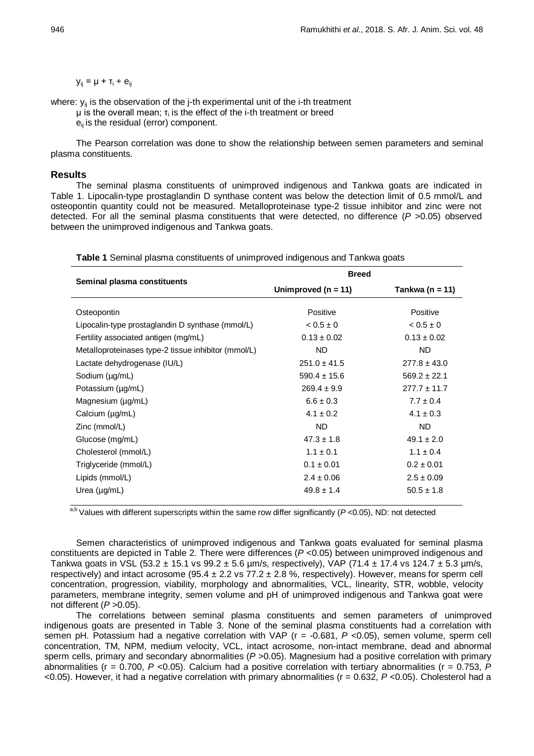$$y_{ij} = \mu + \tau_i + e_{ij}$$

where: $y_{ij}$ is the observation of the j-th experimental unit of the i-th treatment
$\mu$ is the overall mean; $\tau_i$ is the effect of the i-th treatment or breed
$e_{ij}$ is the residual (error) component.

The Pearson correlation was done to show the relationship between semen parameters and seminal plasma constituents.

## Results

The seminal plasma constituents of unimproved indigenous and Tankwa goats are indicated in Table 1. Lipocalin-type prostaglandin D synthase content was below the detection limit of 0.5 mmol/L and osteopontin quantity could not be measured. Metalloproteinase type-2 tissue inhibitor and zinc were not detected. For all the seminal plasma constituents that were detected, no difference ($P$ >0.05) observed between the unimproved indigenous and Tankwa goats.

**Table 1** Seminal plasma constituents of unimproved indigenous and Tankwa goats

| Seminal plasma constituents | Breed | |
|---|---|---|
| | Unimproved (n = 11) | Tankwa (n = 11) |
| Osteopontin | Positive | Positive |
| Lipocalin-type prostaglandin D synthase (mmol/L) | < 0.5 ± 0 | < 0.5 ± 0 |
| Fertility associated antigen (mg/mL) | 0.13 ± 0.02 | 0.13 ± 0.02 |
| Metalloproteinases type-2 tissue inhibitor (mmol/L) | ND | ND |
| Lactate dehydrogenase (IU/L) | 251.0 ± 41.5 | 277.8 ± 43.0 |
| Sodium (µg/mL) | 590.4 ± 15.6 | 569.2 ± 22.1 |
| Potassium (µg/mL) | 269.4 ± 9.9 | 277.7 ± 11.7 |
| Magnesium (µg/mL) | 6.6 ± 0.3 | 7.7 ± 0.4 |
| Calcium (µg/mL) | 4.1 ± 0.2 | 4.1 ± 0.3 |
| Zinc (mmol/L) | ND | ND |
| Glucose (mg/mL) | 47.3 ± 1.8 | 49.1 ± 2.0 |
| Cholesterol (mmol/L) | 1.1 ± 0.1 | 1.1 ± 0.4 |
| Triglyceride (mmol/L) | 0.1 ± 0.01 | 0.2 ± 0.01 |
| Lipids (mmol/L) | 2.4 ± 0.06 | 2.5 ± 0.09 |
| Urea (µg/mL) | 49.8 ± 1.4 | 50.5 ± 1.8 |

[a,b] Values with different superscripts within the same row differ significantly ($P$ <0.05), ND: not detected

Semen characteristics of unimproved indigenous and Tankwa goats evaluated for seminal plasma constituents are depicted in Table 2. There were differences ($P$ <0.05) between unimproved indigenous and Tankwa goats in VSL (53.2 ± 15.1 vs 99.2 ± 5.6 µm/s, respectively), VAP (71.4 ± 17.4 vs 124.7 ± 5.3 µm/s, respectively) and intact acrosome (95.4 ± 2.2 vs 77.2 ± 2.8 %, respectively). However, means for sperm cell concentration, progression, viability, morphology and abnormalities, VCL, linearity, STR, wobble, velocity parameters, membrane integrity, semen volume and pH of unimproved indigenous and Tankwa goat were not different ($P$ >0.05).

The correlations between seminal plasma constituents and semen parameters of unimproved indigenous goats are presented in Table 3. None of the seminal plasma constituents had a correlation with semen pH. Potassium had a negative correlation with VAP (r = -0.681, $P$ <0.05), semen volume, sperm cell concentration, TM, NPM, medium velocity, VCL, intact acrosome, non-intact membrane, dead and abnormal sperm cells, primary and secondary abnormalities ($P$ >0.05). Magnesium had a positive correlation with primary abnormalities (r = 0.700, $P$ <0.05). Calcium had a positive correlation with tertiary abnormalities (r = 0.753, $P$ <0.05). However, it had a negative correlation with primary abnormalities (r = 0.632, $P$ <0.05). Cholesterol had a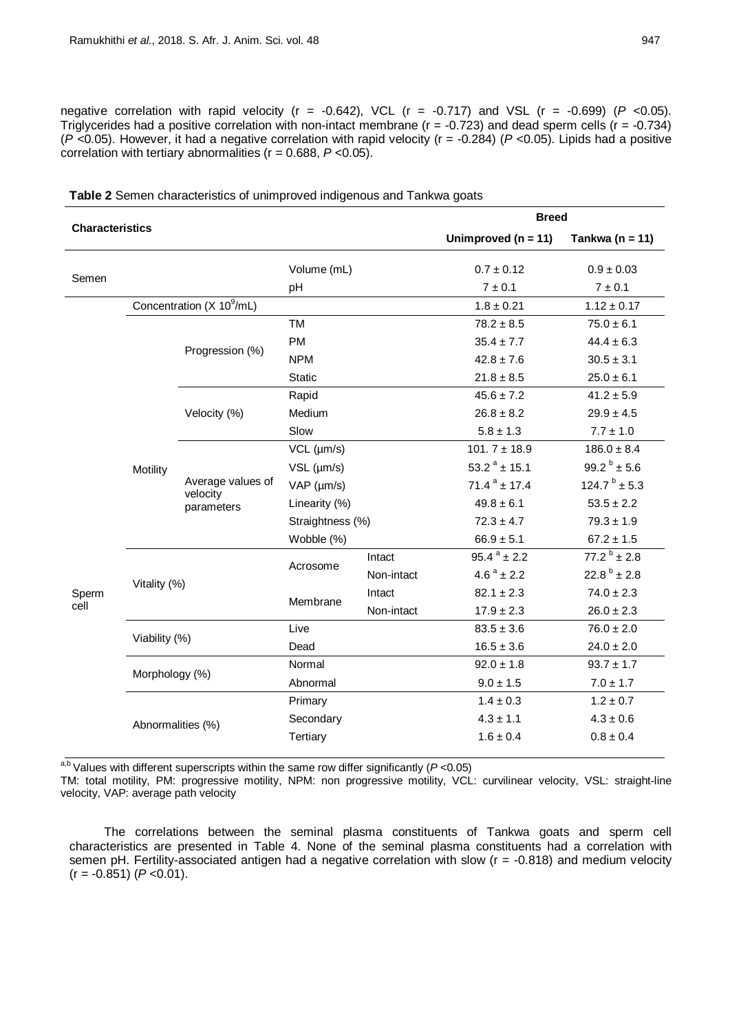negative correlation with rapid velocity (r = -0.642), VCL (r = -0.717) and VSL (r = -0.699) ($P$ <0.05). Triglycerides had a positive correlation with non-intact membrane (r = -0.723) and dead sperm cells (r = -0.734) ($P$ <0.05). However, it had a negative correlation with rapid velocity (r = -0.284) ($P$ <0.05). Lipids had a positive correlation with tertiary abnormalities (r = 0.688, $P$ <0.05).

**Table 2** Semen characteristics of unimproved indigenous and Tankwa goats

| Characteristics | | | | | Breed | |
|---|---|---|---|---|---|---|
| | | | | | **Unimproved (n = 11)** | **Tankwa (n = 11)** |
| Semen | | | Volume (mL) | | 0.7 ± 0.12 | 0.9 ± 0.03 |
| | | | pH | | 7 ± 0.1 | 7 ± 0.1 |
| Sperm cell | Concentration (X $10^9$/mL) | | | | 1.8 ± 0.21 | 1.12 ± 0.17 |
| | Motility | Progression (%) | TM | | 78.2 ± 8.5 | 75.0 ± 6.1 |
| | | | PM | | 35.4 ± 7.7 | 44.4 ± 6.3 |
| | | | NPM | | 42.8 ± 7.6 | 30.5 ± 3.1 |
| | | | Static | | 21.8 ± 8.5 | 25.0 ± 6.1 |
| | | Velocity (%) | Rapid | | 45.6 ± 7.2 | 41.2 ± 5.9 |
| | | | Medium | | 26.8 ± 8.2 | 29.9 ± 4.5 |
| | | | Slow | | 5.8 ± 1.3 | 7.7 ± 1.0 |
| | | Average values of velocity parameters | VCL (µm/s) | | 101. 7 ± 18.9 | 186.0 ± 8.4 |
| | | | VSL (µm/s) | | 53.2 [a] ± 15.1 | 99.2 [b] ± 5.6 |
| | | | VAP (µm/s) | | 71.4 [a] ± 17.4 | 124.7 [b] ± 5.3 |
| | | | Linearity (%) | | 49.8 ± 6.1 | 53.5 ± 2.2 |
| | | | Straightness (%) | | 72.3 ± 4.7 | 79.3 ± 1.9 |
| | | | Wobble (%) | | 66.9 ± 5.1 | 67.2 ± 1.5 |
| | Vitality (%) | | Acrosome | Intact | 95.4 [a] ± 2.2 | 77.2 [b] ± 2.8 |
| | | | | Non-intact | 4.6 [a] ± 2.2 | 22.8 [b] ± 2.8 |
| | | | Membrane | Intact | 82.1 ± 2.3 | 74.0 ± 2.3 |
| | | | | Non-intact | 17.9 ± 2.3 | 26.0 ± 2.3 |
| | Viability (%) | | Live | | 83.5 ± 3.6 | 76.0 ± 2.0 |
| | | | Dead | | 16.5 ± 3.6 | 24.0 ± 2.0 |
| | Morphology (%) | | Normal | | 92.0 ± 1.8 | 93.7 ± 1.7 |
| | | | Abnormal | | 9.0 ± 1.5 | 7.0 ± 1.7 |
| | Abnormalities (%) | | Primary | | 1.4 ± 0.3 | 1.2 ± 0.7 |
| | | | Secondary | | 4.3 ± 1.1 | 4.3 ± 0.6 |
| | | | Tertiary | | 1.6 ± 0.4 | 0.8 ± 0.4 |

[a,b] Values with different superscripts within the same row differ significantly ($P$ <0.05)
TM: total motility, PM: progressive motility, NPM: non progressive motility, VCL: curvilinear velocity, VSL: straight-line velocity, VAP: average path velocity

The correlations between the seminal plasma constituents of Tankwa goats and sperm cell characteristics are presented in Table 4. None of the seminal plasma constituents had a correlation with semen pH. Fertility-associated antigen had a negative correlation with slow (r = -0.818) and medium velocity (r = -0.851) ($P$ <0.01).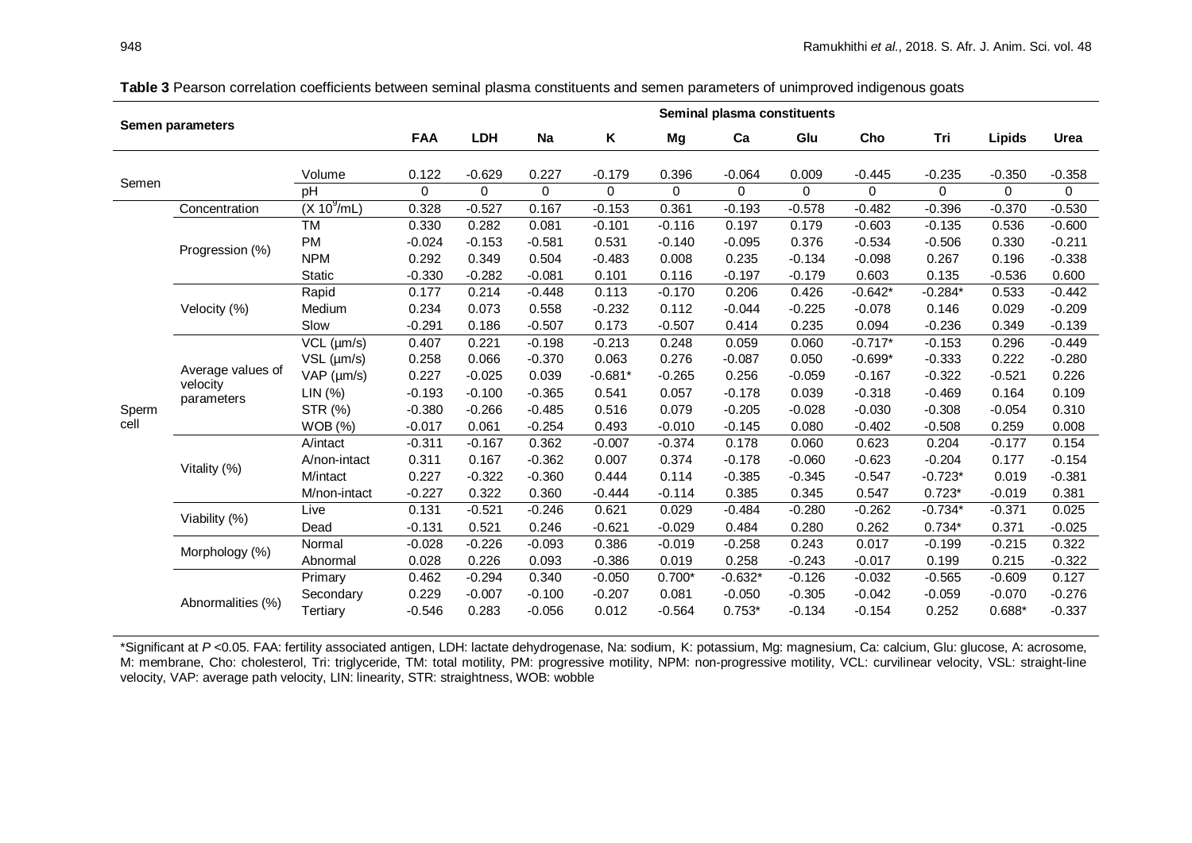**Table 3** Pearson correlation coefficients between seminal plasma constituents and semen parameters of unimproved indigenous goats

| Semen parameters | | | Seminal plasma constituents | | | | | | | | | | |
|---|---|---|---|---|---|---|---|---|---|---|---|---|---|
| | | | FAA | LDH | Na | K | Mg | Ca | Glu | Cho | Tri | Lipids | Urea |
| Semen | | Volume | 0.122 | -0.629 | 0.227 | -0.179 | 0.396 | -0.064 | 0.009 | -0.445 | -0.235 | -0.350 | -0.358 |
| | | pH | 0 | 0 | 0 | 0 | 0 | 0 | 0 | 0 | 0 | 0 | 0 |
| Sperm cell | Concentration | (X $10^9$/mL) | 0.328 | -0.527 | 0.167 | -0.153 | 0.361 | -0.193 | -0.578 | -0.482 | -0.396 | -0.370 | -0.530 |
| | Progression (%) | TM | 0.330 | 0.282 | 0.081 | -0.101 | -0.116 | 0.197 | 0.179 | -0.603 | -0.135 | 0.536 | -0.600 |
| | | PM | -0.024 | -0.153 | -0.581 | 0.531 | -0.140 | -0.095 | 0.376 | -0.534 | -0.506 | 0.330 | -0.211 |
| | | NPM | 0.292 | 0.349 | 0.504 | -0.483 | 0.008 | 0.235 | -0.134 | -0.098 | 0.267 | 0.196 | -0.338 |
| | | Static | -0.330 | -0.282 | -0.081 | 0.101 | 0.116 | -0.197 | -0.179 | 0.603 | 0.135 | -0.536 | 0.600 |
| | Velocity (%) | Rapid | 0.177 | 0.214 | -0.448 | 0.113 | -0.170 | 0.206 | 0.426 | -0.642* | -0.284* | 0.533 | -0.442 |
| | | Medium | 0.234 | 0.073 | 0.558 | -0.232 | 0.112 | -0.044 | -0.225 | -0.078 | 0.146 | 0.029 | -0.209 |
| | | Slow | -0.291 | 0.186 | -0.507 | 0.173 | -0.507 | 0.414 | 0.235 | 0.094 | -0.236 | 0.349 | -0.139 |
| | Average values of velocity parameters | VCL (µm/s) | 0.407 | 0.221 | -0.198 | -0.213 | 0.248 | 0.059 | 0.060 | -0.717* | -0.153 | 0.296 | -0.449 |
| | | VSL (µm/s) | 0.258 | 0.066 | -0.370 | 0.063 | 0.276 | -0.087 | 0.050 | -0.699* | -0.333 | 0.222 | -0.280 |
| | | VAP (µm/s) | 0.227 | -0.025 | 0.039 | -0.681* | -0.265 | 0.256 | -0.059 | -0.167 | -0.322 | -0.521 | 0.226 |
| | | LIN (%) | -0.193 | -0.100 | -0.365 | 0.541 | 0.057 | -0.178 | 0.039 | -0.318 | -0.469 | 0.164 | 0.109 |
| | | STR (%) | -0.380 | -0.266 | -0.485 | 0.516 | 0.079 | -0.205 | -0.028 | -0.030 | -0.308 | -0.054 | 0.310 |
| | | WOB (%) | -0.017 | 0.061 | -0.254 | 0.493 | -0.010 | -0.145 | 0.080 | -0.402 | -0.508 | 0.259 | 0.008 |
| | Vitality (%) | A/intact | -0.311 | -0.167 | 0.362 | -0.007 | -0.374 | 0.178 | 0.060 | 0.623 | 0.204 | -0.177 | 0.154 |
| | | A/non-intact | 0.311 | 0.167 | -0.362 | 0.007 | 0.374 | -0.178 | -0.060 | -0.623 | -0.204 | 0.177 | -0.154 |
| | | M/intact | 0.227 | -0.322 | -0.360 | 0.444 | 0.114 | -0.385 | -0.345 | -0.547 | -0.723* | 0.019 | -0.381 |
| | | M/non-intact | -0.227 | 0.322 | 0.360 | -0.444 | -0.114 | 0.385 | 0.345 | 0.547 | 0.723* | -0.019 | 0.381 |
| | Viability (%) | Live | 0.131 | -0.521 | -0.246 | 0.621 | 0.029 | -0.484 | -0.280 | -0.262 | -0.734* | -0.371 | 0.025 |
| | | Dead | -0.131 | 0.521 | 0.246 | -0.621 | -0.029 | 0.484 | 0.280 | 0.262 | 0.734* | 0.371 | -0.025 |
| | Morphology (%) | Normal | -0.028 | -0.226 | -0.093 | 0.386 | -0.019 | -0.258 | 0.243 | 0.017 | -0.199 | -0.215 | 0.322 |
| | | Abnormal | 0.028 | 0.226 | 0.093 | -0.386 | 0.019 | 0.258 | -0.243 | -0.017 | 0.199 | 0.215 | -0.322 |
| | Abnormalities (%) | Primary | 0.462 | -0.294 | 0.340 | -0.050 | 0.700* | -0.632* | -0.126 | -0.032 | -0.565 | -0.609 | 0.127 |
| | | Secondary | 0.229 | -0.007 | -0.100 | -0.207 | 0.081 | -0.050 | -0.305 | -0.042 | -0.059 | -0.070 | -0.276 |
| | | Tertiary | -0.546 | 0.283 | -0.056 | 0.012 | -0.564 | 0.753* | -0.134 | -0.154 | 0.252 | 0.688* | -0.337 |

*Significant at $P < 0.05$. FAA: fertility associated antigen, LDH: lactate dehydrogenase, Na: sodium, K: potassium, Mg: magnesium, Ca: calcium, Glu: glucose, A: acrosome, M: membrane, Cho: cholesterol, Tri: triglyceride, TM: total motility, PM: progressive motility, NPM: non-progressive motility, VCL: curvilinear velocity, VSL: straight-line velocity, VAP: average path velocity, LIN: linearity, STR: straightness, WOB: wobble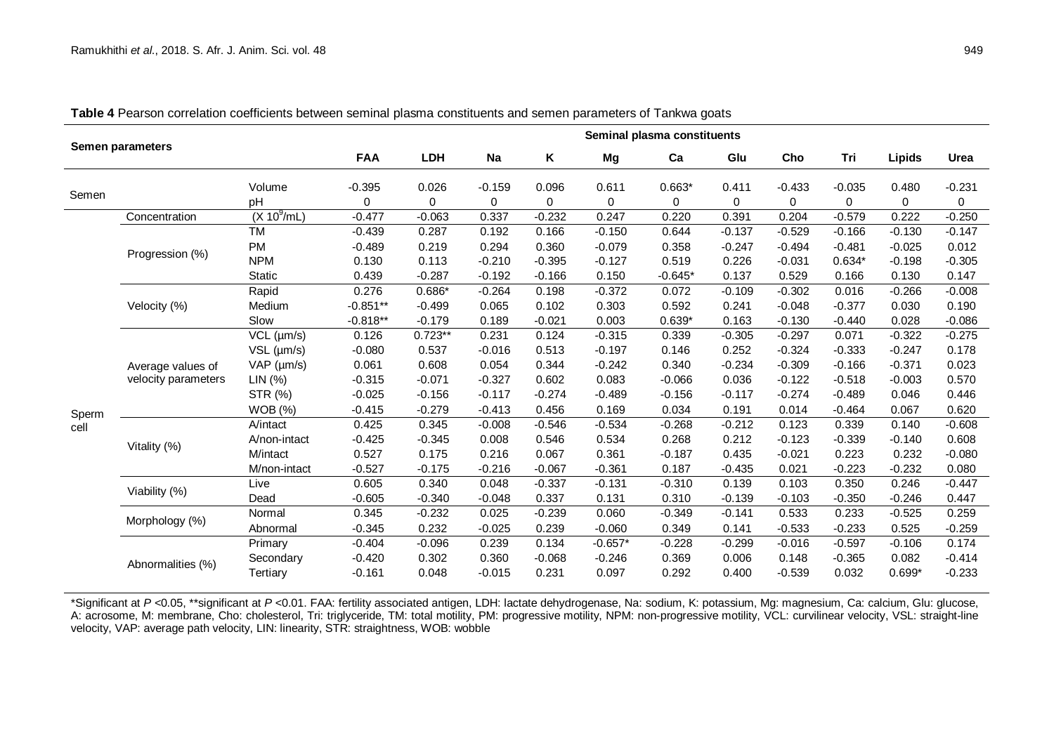**Table 4** Pearson correlation coefficients between seminal plasma constituents and semen parameters of Tankwa goats

| Semen parameters | | | Seminal plasma constituents | | | | | | | | | | |
|---|---|---|---|---|---|---|---|---|---|---|---|---|---|
| | | | FAA | LDH | Na | K | Mg | Ca | Glu | Cho | Tri | Lipids | Urea |
| Semen | | Volume | -0.395 | 0.026 | -0.159 | 0.096 | 0.611 | 0.663* | 0.411 | -0.433 | -0.035 | 0.480 | -0.231 |
| | | pH | 0 | 0 | 0 | 0 | 0 | 0 | 0 | 0 | 0 | 0 | 0 |
| Sperm cell | Concentration | ($X\ 10^9$/mL) | -0.477 | -0.063 | 0.337 | -0.232 | 0.247 | 0.220 | 0.391 | 0.204 | -0.579 | 0.222 | -0.250 |
| | Progression (%) | TM | -0.439 | 0.287 | 0.192 | 0.166 | -0.150 | 0.644 | -0.137 | -0.529 | -0.166 | -0.130 | -0.147 |
| | | PM | -0.489 | 0.219 | 0.294 | 0.360 | -0.079 | 0.358 | -0.247 | -0.494 | -0.481 | -0.025 | 0.012 |
| | | NPM | 0.130 | 0.113 | -0.210 | -0.395 | -0.127 | 0.519 | 0.226 | -0.031 | 0.634* | -0.198 | -0.305 |
| | | Static | 0.439 | -0.287 | -0.192 | -0.166 | 0.150 | -0.645* | 0.137 | 0.529 | 0.166 | 0.130 | 0.147 |
| | Velocity (%) | Rapid | 0.276 | 0.686* | -0.264 | 0.198 | -0.372 | 0.072 | -0.109 | -0.302 | 0.016 | -0.266 | -0.008 |
| | | Medium | -0.851** | -0.499 | 0.065 | 0.102 | 0.303 | 0.592 | 0.241 | -0.048 | -0.377 | 0.030 | 0.190 |
| | | Slow | -0.818** | -0.179 | 0.189 | -0.021 | 0.003 | 0.639* | 0.163 | -0.130 | -0.440 | 0.028 | -0.086 |
| | Average values of velocity parameters | VCL (µm/s) | 0.126 | 0.723** | 0.231 | 0.124 | -0.315 | 0.339 | -0.305 | -0.297 | 0.071 | -0.322 | -0.275 |
| | | VSL (µm/s) | -0.080 | 0.537 | -0.016 | 0.513 | -0.197 | 0.146 | 0.252 | -0.324 | -0.333 | -0.247 | 0.178 |
| | | VAP (µm/s) | 0.061 | 0.608 | 0.054 | 0.344 | -0.242 | 0.340 | -0.234 | -0.309 | -0.166 | -0.371 | 0.023 |
| | | LIN (%) | -0.315 | -0.071 | -0.327 | 0.602 | 0.083 | -0.066 | 0.036 | -0.122 | -0.518 | -0.003 | 0.570 |
| | | STR (%) | -0.025 | -0.156 | -0.117 | -0.274 | -0.489 | -0.156 | -0.117 | -0.274 | -0.489 | 0.046 | 0.446 |
| | | WOB (%) | -0.415 | -0.279 | -0.413 | 0.456 | 0.169 | 0.034 | 0.191 | 0.014 | -0.464 | 0.067 | 0.620 |
| | Vitality (%) | A/intact | 0.425 | 0.345 | -0.008 | -0.546 | -0.534 | -0.268 | -0.212 | 0.123 | 0.339 | 0.140 | -0.608 |
| | | A/non-intact | -0.425 | -0.345 | 0.008 | 0.546 | 0.534 | 0.268 | 0.212 | -0.123 | -0.339 | -0.140 | 0.608 |
| | | M/intact | 0.527 | 0.175 | 0.216 | 0.067 | 0.361 | -0.187 | 0.435 | -0.021 | 0.223 | 0.232 | -0.080 |
| | | M/non-intact | -0.527 | -0.175 | -0.216 | -0.067 | -0.361 | 0.187 | -0.435 | 0.021 | -0.223 | -0.232 | 0.080 |
| | Viability (%) | Live | 0.605 | 0.340 | 0.048 | -0.337 | -0.131 | -0.310 | 0.139 | 0.103 | 0.350 | 0.246 | -0.447 |
| | | Dead | -0.605 | -0.340 | -0.048 | 0.337 | 0.131 | 0.310 | -0.139 | -0.103 | -0.350 | -0.246 | 0.447 |
| | Morphology (%) | Normal | 0.345 | -0.232 | 0.025 | -0.239 | 0.060 | -0.349 | -0.141 | 0.533 | 0.233 | -0.525 | 0.259 |
| | | Abnormal | -0.345 | 0.232 | -0.025 | 0.239 | -0.060 | 0.349 | 0.141 | -0.533 | -0.233 | 0.525 | -0.259 |
| | Abnormalities (%) | Primary | -0.404 | -0.096 | 0.239 | 0.134 | -0.657* | -0.228 | -0.299 | -0.016 | -0.597 | -0.106 | 0.174 |
| | | Secondary | -0.420 | 0.302 | 0.360 | -0.068 | -0.246 | 0.369 | 0.006 | 0.148 | -0.365 | 0.082 | -0.414 |
| | | Tertiary | -0.161 | 0.048 | -0.015 | 0.231 | 0.097 | 0.292 | 0.400 | -0.539 | 0.032 | 0.699* | -0.233 |

*Significant at $P$ <0.05, **significant at $P$ <0.01. FAA: fertility associated antigen, LDH: lactate dehydrogenase, Na: sodium, K: potassium, Mg: magnesium, Ca: calcium, Glu: glucose, A: acrosome, M: membrane, Cho: cholesterol, Tri: triglyceride, TM: total motility, PM: progressive motility, NPM: non-progressive motility, VCL: curvilinear velocity, VSL: straight-line velocity, VAP: average path velocity, LIN: linearity, STR: straightness, WOB: wobble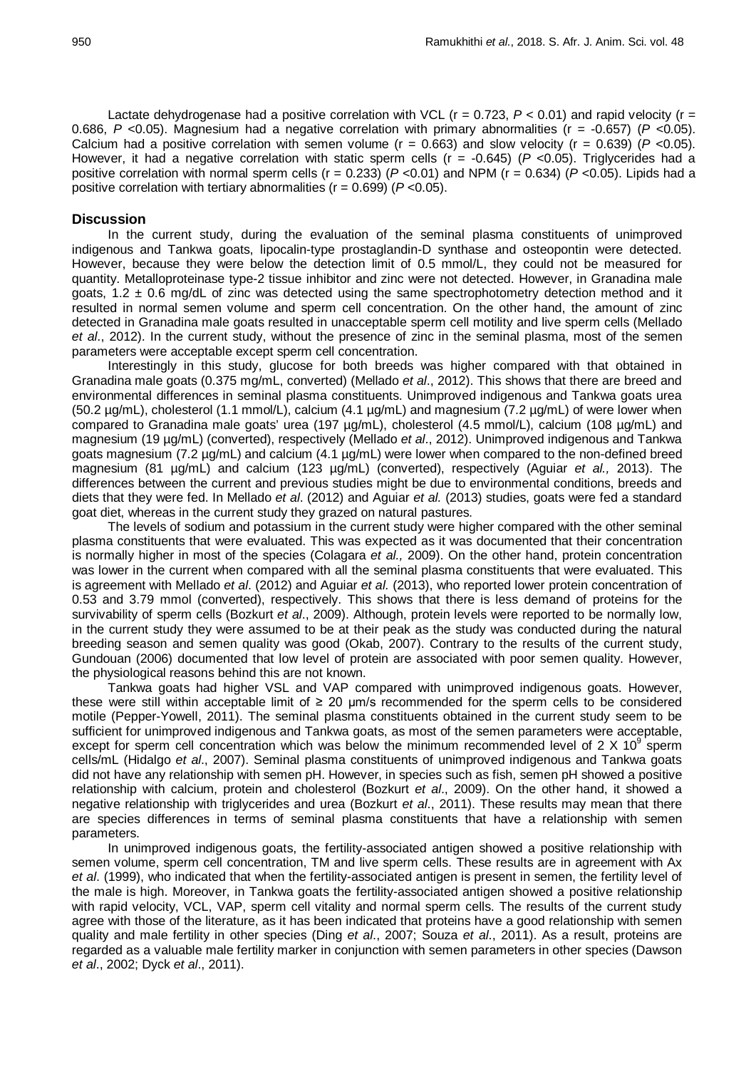Lactate dehydrogenase had a positive correlation with VCL ($r = 0.723$, $P < 0.01$) and rapid velocity ($r = 0.686$, $P < 0.05$). Magnesium had a negative correlation with primary abnormalities ($r = -0.657$) ($P < 0.05$). Calcium had a positive correlation with semen volume ($r = 0.663$) and slow velocity ($r = 0.639$) ($P < 0.05$). However, it had a negative correlation with static sperm cells ($r = -0.645$) ($P < 0.05$). Triglycerides had a positive correlation with normal sperm cells ($r = 0.233$) ($P < 0.01$) and NPM ($r = 0.634$) ($P < 0.05$). Lipids had a positive correlation with tertiary abnormalities ($r = 0.699$) ($P < 0.05$).

## Discussion

In the current study, during the evaluation of the seminal plasma constituents of unimproved indigenous and Tankwa goats, lipocalin-type prostaglandin-D synthase and osteopontin were detected. However, because they were below the detection limit of 0.5 mmol/L, they could not be measured for quantity. Metalloproteinase type-2 tissue inhibitor and zinc were not detected. However, in Granadina male goats, $1.2 \pm 0.6$ mg/dL of zinc was detected using the same spectrophotometry detection method and it resulted in normal semen volume and sperm cell concentration. On the other hand, the amount of zinc detected in Granadina male goats resulted in unacceptable sperm cell motility and live sperm cells (Mellado *et al*., 2012). In the current study, without the presence of zinc in the seminal plasma, most of the semen parameters were acceptable except sperm cell concentration.

Interestingly in this study, glucose for both breeds was higher compared with that obtained in Granadina male goats (0.375 mg/mL, converted) (Mellado *et al*., 2012). This shows that there are breed and environmental differences in seminal plasma constituents. Unimproved indigenous and Tankwa goats urea (50.2 µg/mL), cholesterol (1.1 mmol/L), calcium (4.1 µg/mL) and magnesium (7.2 µg/mL) of were lower when compared to Granadina male goats' urea (197 µg/mL), cholesterol (4.5 mmol/L), calcium (108 µg/mL) and magnesium (19 µg/mL) (converted), respectively (Mellado *et al*., 2012). Unimproved indigenous and Tankwa goats magnesium (7.2 µg/mL) and calcium (4.1 µg/mL) were lower when compared to the non-defined breed magnesium (81 µg/mL) and calcium (123 µg/mL) (converted), respectively (Aguiar *et al.,* 2013). The differences between the current and previous studies might be due to environmental conditions, breeds and diets that they were fed. In Mellado *et al*. (2012) and Aguiar *et al.* (2013) studies, goats were fed a standard goat diet, whereas in the current study they grazed on natural pastures.

The levels of sodium and potassium in the current study were higher compared with the other seminal plasma constituents that were evaluated. This was expected as it was documented that their concentration is normally higher in most of the species (Colagara *et al.,* 2009). On the other hand, protein concentration was lower in the current when compared with all the seminal plasma constituents that were evaluated. This is agreement with Mellado *et al*. (2012) and Aguiar *et al*. (2013), who reported lower protein concentration of 0.53 and 3.79 mmol (converted), respectively. This shows that there is less demand of proteins for the survivability of sperm cells (Bozkurt *et al*., 2009). Although, protein levels were reported to be normally low, in the current study they were assumed to be at their peak as the study was conducted during the natural breeding season and semen quality was good (Okab, 2007). Contrary to the results of the current study, Gundouan (2006) documented that low level of protein are associated with poor semen quality. However, the physiological reasons behind this are not known.

Tankwa goats had higher VSL and VAP compared with unimproved indigenous goats. However, these were still within acceptable limit of ≥ 20 µm/s recommended for the sperm cells to be considered motile (Pepper-Yowell, 2011). The seminal plasma constituents obtained in the current study seem to be sufficient for unimproved indigenous and Tankwa goats, as most of the semen parameters were acceptable, except for sperm cell concentration which was below the minimum recommended level of $2 \times 10^9$ sperm cells/mL (Hidalgo *et al*., 2007). Seminal plasma constituents of unimproved indigenous and Tankwa goats did not have any relationship with semen pH. However, in species such as fish, semen pH showed a positive relationship with calcium, protein and cholesterol (Bozkurt *et al*., 2009). On the other hand, it showed a negative relationship with triglycerides and urea (Bozkurt *et al*., 2011). These results may mean that there are species differences in terms of seminal plasma constituents that have a relationship with semen parameters.

In unimproved indigenous goats, the fertility-associated antigen showed a positive relationship with semen volume, sperm cell concentration, TM and live sperm cells. These results are in agreement with Ax *et al*. (1999), who indicated that when the fertility-associated antigen is present in semen, the fertility level of the male is high. Moreover, in Tankwa goats the fertility-associated antigen showed a positive relationship with rapid velocity, VCL, VAP, sperm cell vitality and normal sperm cells. The results of the current study agree with those of the literature, as it has been indicated that proteins have a good relationship with semen quality and male fertility in other species (Ding *et al*., 2007; Souza *et al*., 2011). As a result, proteins are regarded as a valuable male fertility marker in conjunction with semen parameters in other species (Dawson *et al*., 2002; Dyck *et al*., 2011).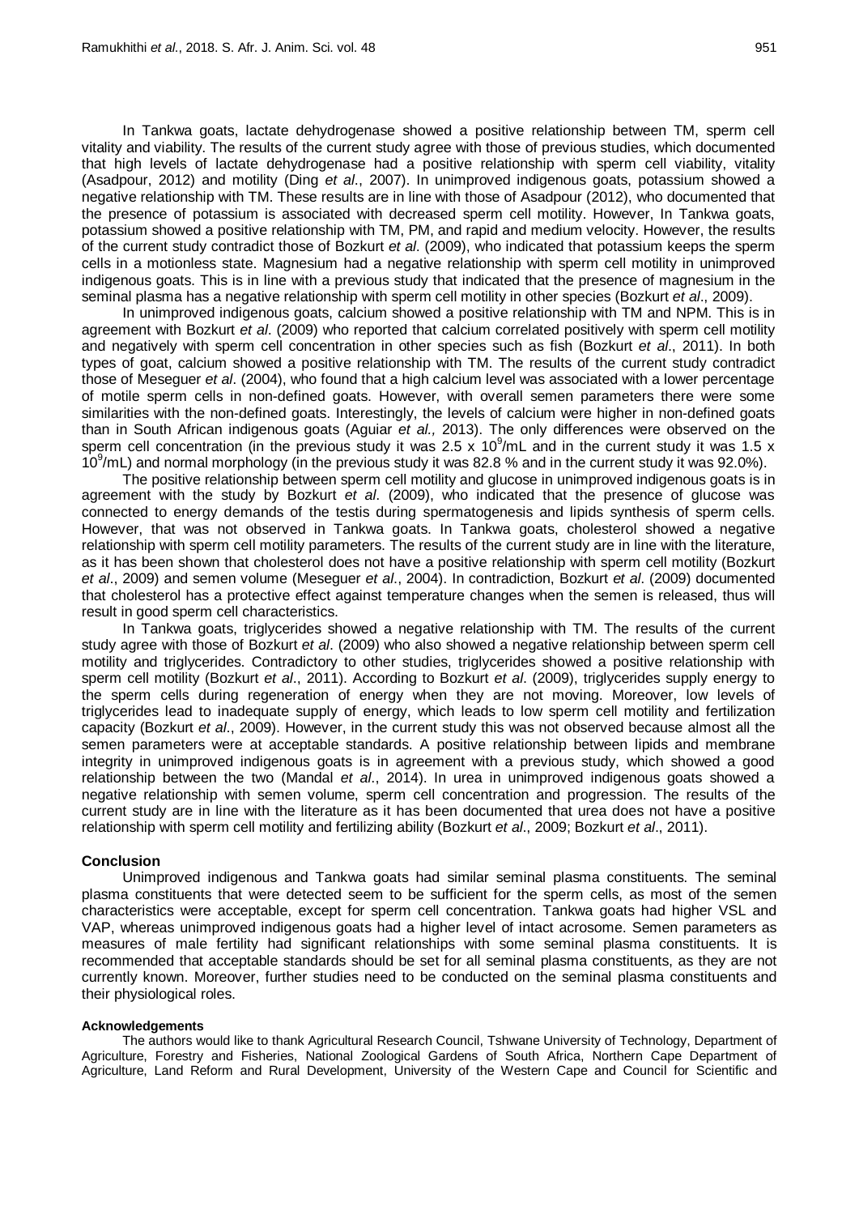In Tankwa goats, lactate dehydrogenase showed a positive relationship between TM, sperm cell vitality and viability. The results of the current study agree with those of previous studies, which documented that high levels of lactate dehydrogenase had a positive relationship with sperm cell viability, vitality (Asadpour, 2012) and motility (Ding *et al*., 2007). In unimproved indigenous goats, potassium showed a negative relationship with TM. These results are in line with those of Asadpour (2012), who documented that the presence of potassium is associated with decreased sperm cell motility. However, In Tankwa goats, potassium showed a positive relationship with TM, PM, and rapid and medium velocity. However, the results of the current study contradict those of Bozkurt *et al*. (2009), who indicated that potassium keeps the sperm cells in a motionless state. Magnesium had a negative relationship with sperm cell motility in unimproved indigenous goats. This is in line with a previous study that indicated that the presence of magnesium in the seminal plasma has a negative relationship with sperm cell motility in other species (Bozkurt *et al*., 2009).

In unimproved indigenous goats, calcium showed a positive relationship with TM and NPM. This is in agreement with Bozkurt *et al*. (2009) who reported that calcium correlated positively with sperm cell motility and negatively with sperm cell concentration in other species such as fish (Bozkurt *et al*., 2011). In both types of goat, calcium showed a positive relationship with TM. The results of the current study contradict those of Meseguer *et al*. (2004), who found that a high calcium level was associated with a lower percentage of motile sperm cells in non-defined goats. However, with overall semen parameters there were some similarities with the non-defined goats. Interestingly, the levels of calcium were higher in non-defined goats than in South African indigenous goats (Aguiar *et al.,* 2013). The only differences were observed on the sperm cell concentration (in the previous study it was $2.5 \times 10^9$/mL and in the current study it was $1.5 \times 10^9$/mL) and normal morphology (in the previous study it was 82.8 % and in the current study it was 92.0%).

The positive relationship between sperm cell motility and glucose in unimproved indigenous goats is in agreement with the study by Bozkurt *et al*. (2009), who indicated that the presence of glucose was connected to energy demands of the testis during spermatogenesis and lipids synthesis of sperm cells. However, that was not observed in Tankwa goats. In Tankwa goats, cholesterol showed a negative relationship with sperm cell motility parameters. The results of the current study are in line with the literature, as it has been shown that cholesterol does not have a positive relationship with sperm cell motility (Bozkurt *et al*., 2009) and semen volume (Meseguer *et al*., 2004). In contradiction, Bozkurt *et al*. (2009) documented that cholesterol has a protective effect against temperature changes when the semen is released, thus will result in good sperm cell characteristics.

In Tankwa goats, triglycerides showed a negative relationship with TM. The results of the current study agree with those of Bozkurt *et al*. (2009) who also showed a negative relationship between sperm cell motility and triglycerides. Contradictory to other studies, triglycerides showed a positive relationship with sperm cell motility (Bozkurt *et al*., 2011). According to Bozkurt *et al*. (2009), triglycerides supply energy to the sperm cells during regeneration of energy when they are not moving. Moreover, low levels of triglycerides lead to inadequate supply of energy, which leads to low sperm cell motility and fertilization capacity (Bozkurt *et al*., 2009). However, in the current study this was not observed because almost all the semen parameters were at acceptable standards. A positive relationship between lipids and membrane integrity in unimproved indigenous goats is in agreement with a previous study, which showed a good relationship between the two (Mandal *et al*., 2014). In urea in unimproved indigenous goats showed a negative relationship with semen volume, sperm cell concentration and progression. The results of the current study are in line with the literature as it has been documented that urea does not have a positive relationship with sperm cell motility and fertilizing ability (Bozkurt *et al*., 2009; Bozkurt *et al*., 2011).

## Conclusion

Unimproved indigenous and Tankwa goats had similar seminal plasma constituents. The seminal plasma constituents that were detected seem to be sufficient for the sperm cells, as most of the semen characteristics were acceptable, except for sperm cell concentration. Tankwa goats had higher VSL and VAP, whereas unimproved indigenous goats had a higher level of intact acrosome. Semen parameters as measures of male fertility had significant relationships with some seminal plasma constituents. It is recommended that acceptable standards should be set for all seminal plasma constituents, as they are not currently known. Moreover, further studies need to be conducted on the seminal plasma constituents and their physiological roles.

#### Acknowledgements

The authors would like to thank Agricultural Research Council, Tshwane University of Technology, Department of Agriculture, Forestry and Fisheries, National Zoological Gardens of South Africa, Northern Cape Department of Agriculture, Land Reform and Rural Development, University of the Western Cape and Council for Scientific and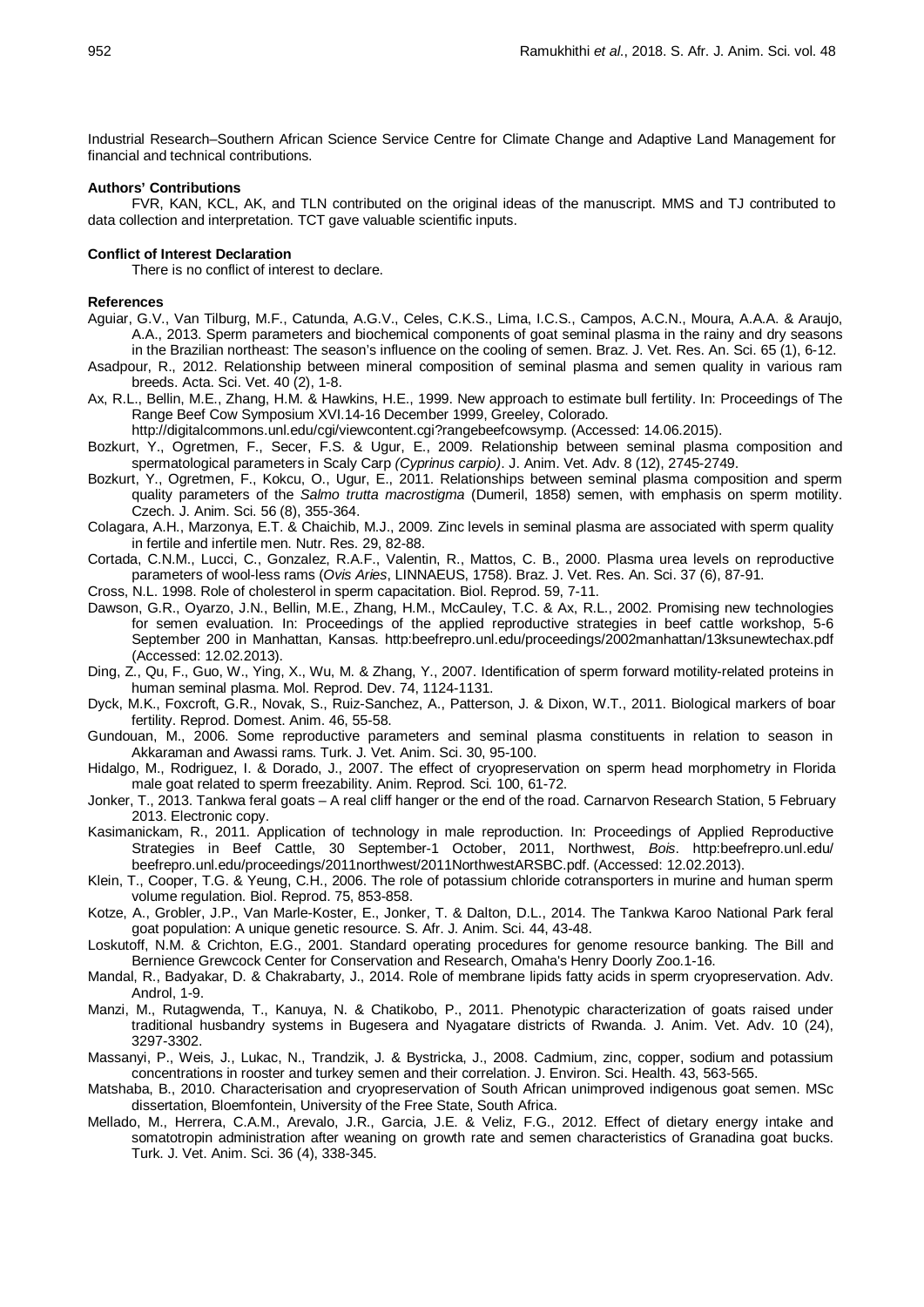Industrial Research–Southern African Science Service Centre for Climate Change and Adaptive Land Management for financial and technical contributions.

**Authors' Contributions**

FVR, KAN, KCL, AK, and TLN contributed on the original ideas of the manuscript. MMS and TJ contributed to data collection and interpretation. TCT gave valuable scientific inputs.

**Conflict of Interest Declaration**

There is no conflict of interest to declare.

**References**

Aguiar, G.V., Van Tilburg, M.F., Catunda, A.G.V., Celes, C.K.S., Lima, I.C.S., Campos, A.C.N., Moura, A.A.A. & Araujo, A.A., 2013. Sperm parameters and biochemical components of goat seminal plasma in the rainy and dry seasons in the Brazilian northeast: The season's influence on the cooling of semen. Braz. J. Vet. Res. An. Sci. 65 (1), 6-12.

Asadpour, R., 2012. Relationship between mineral composition of seminal plasma and semen quality in various ram breeds. Acta. Sci. Vet. 40 (2), 1-8.

Ax, R.L., Bellin, M.E., Zhang, H.M. & Hawkins, H.E., 1999. New approach to estimate bull fertility. In: Proceedings of The Range Beef Cow Symposium XVI.14-16 December 1999, Greeley, Colorado. http://digitalcommons.unl.edu/cgi/viewcontent.cgi?rangebeefcowsymp. (Accessed: 14.06.2015).

Bozkurt, Y., Ogretmen, F., Secer, F.S. & Ugur, E., 2009. Relationship between seminal plasma composition and spermatological parameters in Scaly Carp *(Cyprinus carpio)*. J. Anim. Vet. Adv. 8 (12), 2745-2749.

Bozkurt, Y., Ogretmen, F., Kokcu, O., Ugur, E., 2011. Relationships between seminal plasma composition and sperm quality parameters of the *Salmo trutta macrostigma* (Dumeril, 1858) semen, with emphasis on sperm motility. Czech. J. Anim. Sci. 56 (8), 355-364.

Colagara, A.H., Marzonya, E.T. & Chaichib, M.J., 2009. Zinc levels in seminal plasma are associated with sperm quality in fertile and infertile men. Nutr. Res. 29, 82-88.

Cortada, C.N.M., Lucci, C., Gonzalez, R.A.F., Valentin, R., Mattos, C. B., 2000. Plasma urea levels on reproductive parameters of wool-less rams (*Ovis Aries*, LINNAEUS, 1758). Braz. J. Vet. Res. An. Sci. 37 (6), 87-91.

Cross, N.L. 1998. Role of cholesterol in sperm capacitation. Biol. Reprod. 59, 7-11.

Dawson, G.R., Oyarzo, J.N., Bellin, M.E., Zhang, H.M., McCauley, T.C. & Ax, R.L., 2002. Promising new technologies for semen evaluation. In: Proceedings of the applied reproductive strategies in beef cattle workshop, 5-6 September 200 in Manhattan, Kansas. http:beefrepro.unl.edu/proceedings/2002manhattan/13ksunewtechax.pdf (Accessed: 12.02.2013).

Ding, Z., Qu, F., Guo, W., Ying, X., Wu, M. & Zhang, Y., 2007. Identification of sperm forward motility-related proteins in human seminal plasma. Mol. Reprod. Dev. 74, 1124-1131.

Dyck, M.K., Foxcroft, G.R., Novak, S., Ruiz-Sanchez, A., Patterson, J. & Dixon, W.T., 2011. Biological markers of boar fertility. Reprod. Domest. Anim. 46, 55-58.

Gundouan, M., 2006. Some reproductive parameters and seminal plasma constituents in relation to season in Akkaraman and Awassi rams. Turk. J. Vet. Anim. Sci. 30, 95-100.

Hidalgo, M., Rodriguez, I. & Dorado, J., 2007. The effect of cryopreservation on sperm head morphometry in Florida male goat related to sperm freezability. Anim. Reprod. Sci. 100, 61-72.

Jonker, T., 2013. Tankwa feral goats – A real cliff hanger or the end of the road. Carnarvon Research Station, 5 February 2013. Electronic copy.

Kasimanickam, R., 2011. Application of technology in male reproduction. In: Proceedings of Applied Reproductive Strategies in Beef Cattle, 30 September-1 October, 2011, Northwest, *Bois*. http:beefrepro.unl.edu/ beefrepro.unl.edu/proceedings/2011northwest/2011NorthwestARSBC.pdf. (Accessed: 12.02.2013).

Klein, T., Cooper, T.G. & Yeung, C.H., 2006. The role of potassium chloride cotransporters in murine and human sperm volume regulation. Biol. Reprod. 75, 853-858.

Kotze, A., Grobler, J.P., Van Marle-Koster, E., Jonker, T. & Dalton, D.L., 2014. The Tankwa Karoo National Park feral goat population: A unique genetic resource. S. Afr. J. Anim. Sci. 44, 43-48.

Loskutoff, N.M. & Crichton, E.G., 2001. Standard operating procedures for genome resource banking. The Bill and Bernience Grewcock Center for Conservation and Research, Omaha's Henry Doorly Zoo.1-16.

Mandal, R., Badyakar, D. & Chakrabarty, J., 2014. Role of membrane lipids fatty acids in sperm cryopreservation. Adv. Androl, 1-9.

Manzi, M., Rutagwenda, T., Kanuya, N. & Chatikobo, P., 2011. Phenotypic characterization of goats raised under traditional husbandry systems in Bugesera and Nyagatare districts of Rwanda. J. Anim. Vet. Adv. 10 (24), 3297-3302.

Massanyi, P., Weis, J., Lukac, N., Trandzik, J. & Bystricka, J., 2008. Cadmium, zinc, copper, sodium and potassium concentrations in rooster and turkey semen and their correlation. J. Environ. Sci. Health. 43, 563-565.

Matshaba, B., 2010. Characterisation and cryopreservation of South African unimproved indigenous goat semen. MSc dissertation, Bloemfontein, University of the Free State, South Africa.

Mellado, M., Herrera, C.A.M., Arevalo, J.R., Garcia, J.E. & Veliz, F.G., 2012. Effect of dietary energy intake and somatotropin administration after weaning on growth rate and semen characteristics of Granadina goat bucks. Turk. J. Vet. Anim. Sci. 36 (4), 338-345.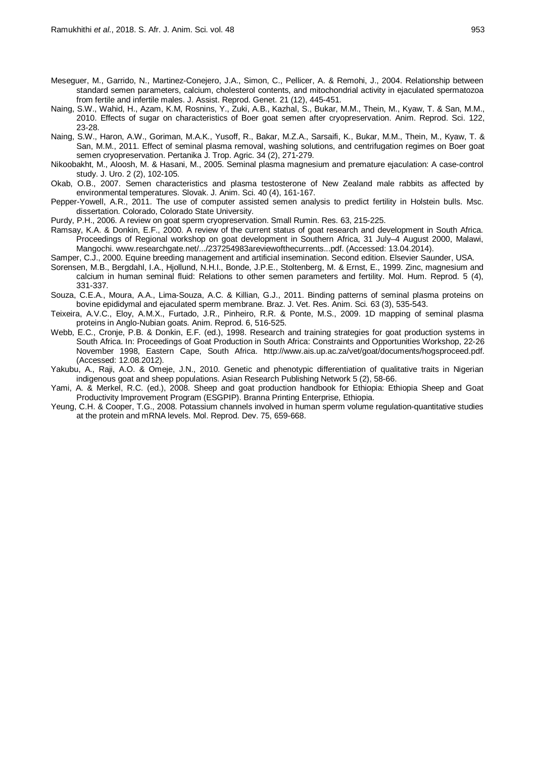Meseguer, M., Garrido, N., Martinez-Conejero, J.A., Simon, C., Pellicer, A. & Remohi, J., 2004. Relationship between standard semen parameters, calcium, cholesterol contents, and mitochondrial activity in ejaculated spermatozoa from fertile and infertile males. J. Assist. Reprod. Genet. 21 (12), 445-451.

Naing, S.W., Wahid, H., Azam, K.M, Rosnins, Y., Zuki, A.B., Kazhal, S., Bukar, M.M., Thein, M., Kyaw, T. & San, M.M., 2010. Effects of sugar on characteristics of Boer goat semen after cryopreservation. Anim. Reprod. Sci. 122, 23-28.

Naing, S.W., Haron, A.W., Goriman, M.A.K., Yusoff, R., Bakar, M.Z.A., Sarsaifi, K., Bukar, M.M., Thein, M., Kyaw, T. & San, M.M., 2011. Effect of seminal plasma removal, washing solutions, and centrifugation regimes on Boer goat semen cryopreservation. Pertanika J. Trop. Agric. 34 (2), 271-279.

Nikoobakht, M., Aloosh, M. & Hasani, M., 2005. Seminal plasma magnesium and premature ejaculation: A case-control study. J. Uro. 2 (2), 102-105.

Okab, O.B., 2007. Semen characteristics and plasma testosterone of New Zealand male rabbits as affected by environmental temperatures. Slovak. J. Anim. Sci. 40 (4), 161-167.

Pepper-Yowell, A.R., 2011. The use of computer assisted semen analysis to predict fertility in Holstein bulls. Msc. dissertation. Colorado, Colorado State University.

Purdy, P.H., 2006. A review on goat sperm cryopreservation. Small Rumin. Res. 63, 215-225.

Ramsay, K.A. & Donkin, E.F., 2000. A review of the current status of goat research and development in South Africa. Proceedings of Regional workshop on goat development in Southern Africa, 31 July–4 August 2000, Malawi, Mangochi. www.researchgate.net/.../237254983areviewofthecurrents...pdf. (Accessed: 13.04.2014).

Samper, C.J., 2000. Equine breeding management and artificial insemination. Second edition. Elsevier Saunder, USA.

Sorensen, M.B., Bergdahl, I.A., Hjollund, N.H.I., Bonde, J.P.E., Stoltenberg, M. & Ernst, E., 1999. Zinc, magnesium and calcium in human seminal fluid: Relations to other semen parameters and fertility. Mol. Hum. Reprod. 5 (4), 331-337.

Souza, C.E.A., Moura, A.A., Lima-Souza, A.C. & Killian, G.J., 2011. Binding patterns of seminal plasma proteins on bovine epididymal and ejaculated sperm membrane. Braz. J. Vet. Res. Anim. Sci. 63 (3), 535-543.

Teixeira, A.V.C., Eloy, A.M.X., Furtado, J.R., Pinheiro, R.R. & Ponte, M.S., 2009. 1D mapping of seminal plasma proteins in Anglo-Nubian goats. Anim. Reprod. 6, 516-525.

Webb, E.C., Cronje, P.B. & Donkin, E.F. (ed.), 1998. Research and training strategies for goat production systems in South Africa. In: Proceedings of Goat Production in South Africa: Constraints and Opportunities Workshop, 22-26 November 1998, Eastern Cape, South Africa. http://www.ais.up.ac.za/vet/goat/documents/hogsproceed.pdf. (Accessed: 12.08.2012).

Yakubu, A., Raji, A.O. & Omeje, J.N., 2010. Genetic and phenotypic differentiation of qualitative traits in Nigerian indigenous goat and sheep populations. Asian Research Publishing Network 5 (2), 58-66.

Yami, A. & Merkel, R.C. (ed.), 2008. Sheep and goat production handbook for Ethiopia: Ethiopia Sheep and Goat Productivity Improvement Program (ESGPIP). Branna Printing Enterprise, Ethiopia.

Yeung, C.H. & Cooper, T.G., 2008. Potassium channels involved in human sperm volume regulation-quantitative studies at the protein and mRNA levels. Mol. Reprod. Dev. 75, 659-668.